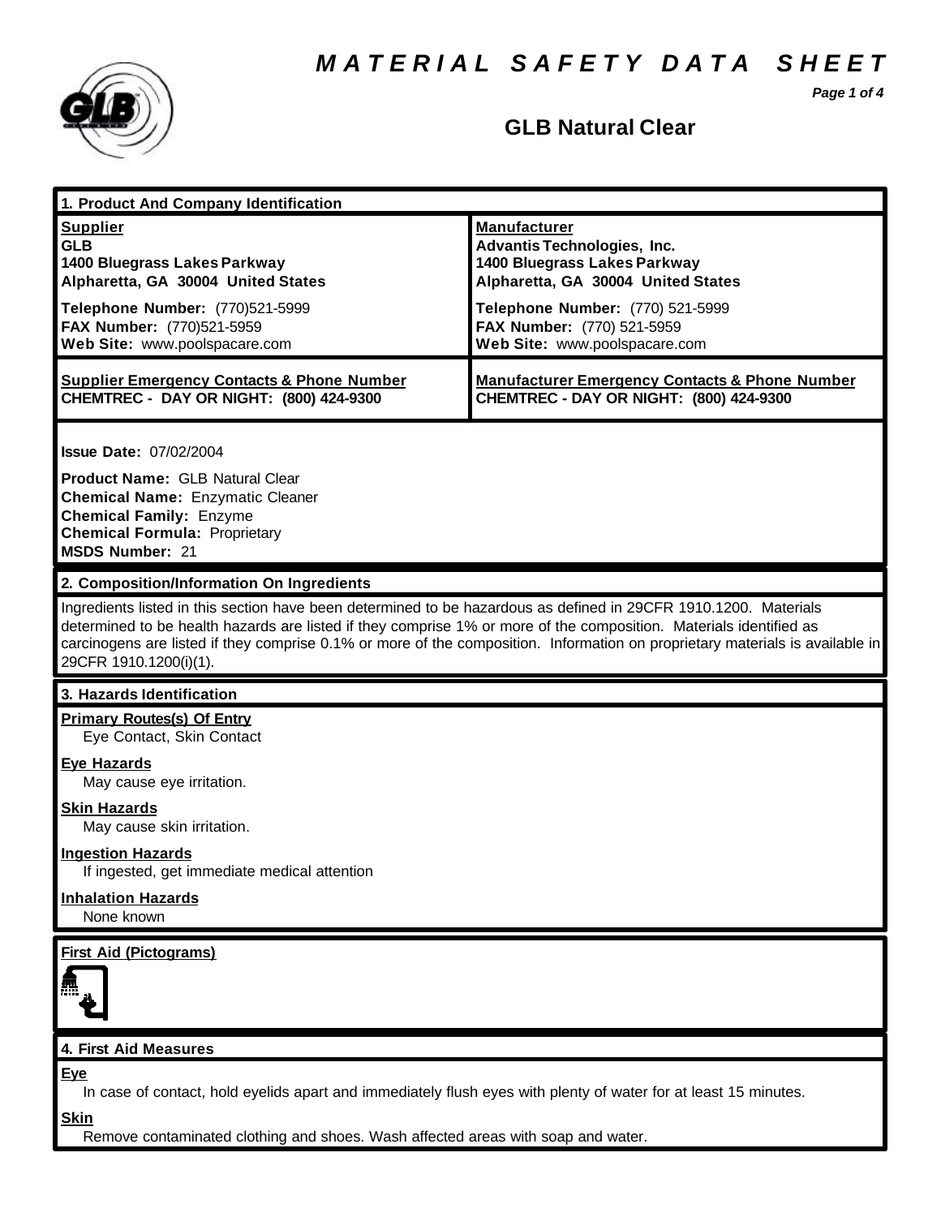// MATERIAL SAFETY DATA SHEET

# GLB Natural Clear

## 1. Product And Company Identification

| **Supplier** | **Manufacturer** |
|---|---|
| **GLB** | **Advantis Technologies, Inc.** |
| **1400 Bluegrass Lakes Parkway** | **1400 Bluegrass Lakes Parkway** |
| **Alpharetta, GA 30004 United States** | **Alpharetta, GA 30004 United States** |
| **Telephone Number:** (770)521-5999 | **Telephone Number:** (770) 521-5999 |
| **FAX Number:** (770)521-5959 | **FAX Number:** (770) 521-5959 |
| **Web Site:** www.poolspacare.com | **Web Site:** www.poolspacare.com |
| **Supplier Emergency Contacts & Phone Number** | **Manufacturer Emergency Contacts & Phone Number** |
| **CHEMTREC - DAY OR NIGHT: (800) 424-9300** | **CHEMTREC - DAY OR NIGHT: (800) 424-9300** |

**Issue Date:** 07/02/2004

**Product Name:** GLB Natural Clear
**Chemical Name:** Enzymatic Cleaner
**Chemical Family:** Enzyme
**Chemical Formula:** Proprietary
**MSDS Number:** 21

## 2. Composition/Information On Ingredients

Ingredients listed in this section have been determined to be hazardous as defined in 29CFR 1910.1200. Materials determined to be health hazards are listed if they comprise 1% or more of the composition. Materials identified as carcinogens are listed if they comprise 0.1% or more of the composition. Information on proprietary materials is available in 29CFR 1910.1200(i)(1).

## 3. Hazards Identification

**Primary Routes(s) Of Entry**
Eye Contact, Skin Contact

**Eye Hazards**
May cause eye irritation.

**Skin Hazards**
May cause skin irritation.

**Ingestion Hazards**
If ingested, get immediate medical attention

**Inhalation Hazards**
None known

**First Aid (Pictograms)**

## 4. First Aid Measures

**Eye**
In case of contact, hold eyelids apart and immediately flush eyes with plenty of water for at least 15 minutes.

**Skin**
Remove contaminated clothing and shoes. Wash affected areas with soap and water.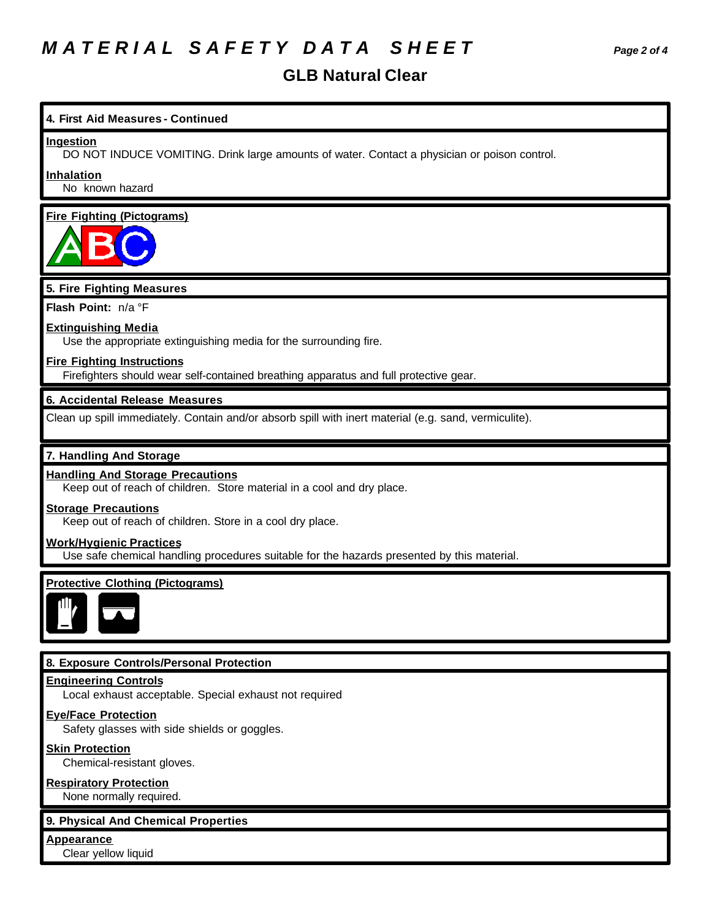# GLB Natural Clear

## 4. First Aid Measures - Continued

**Ingestion**

DO NOT INDUCE VOMITING. Drink large amounts of water. Contact a physician or poison control.

**Inhalation**

No known hazard

**Fire Fighting (Pictograms)**

## 5. Fire Fighting Measures

**Flash Point:** n/a °F

**Extinguishing Media**

Use the appropriate extinguishing media for the surrounding fire.

**Fire Fighting Instructions**

Firefighters should wear self-contained breathing apparatus and full protective gear.

## 6. Accidental Release Measures

Clean up spill immediately. Contain and/or absorb spill with inert material (e.g. sand, vermiculite).

## 7. Handling And Storage

**Handling And Storage Precautions**

Keep out of reach of children. Store material in a cool and dry place.

**Storage Precautions**

Keep out of reach of children. Store in a cool dry place.

**Work/Hygienic Practices**

Use safe chemical handling procedures suitable for the hazards presented by this material.

**Protective Clothing (Pictograms)**

## 8. Exposure Controls/Personal Protection

**Engineering Controls**

Local exhaust acceptable. Special exhaust not required

**Eye/Face Protection**

Safety glasses with side shields or goggles.

**Skin Protection**

Chemical-resistant gloves.

**Respiratory Protection**

None normally required.

## 9. Physical And Chemical Properties

**Appearance**

Clear yellow liquid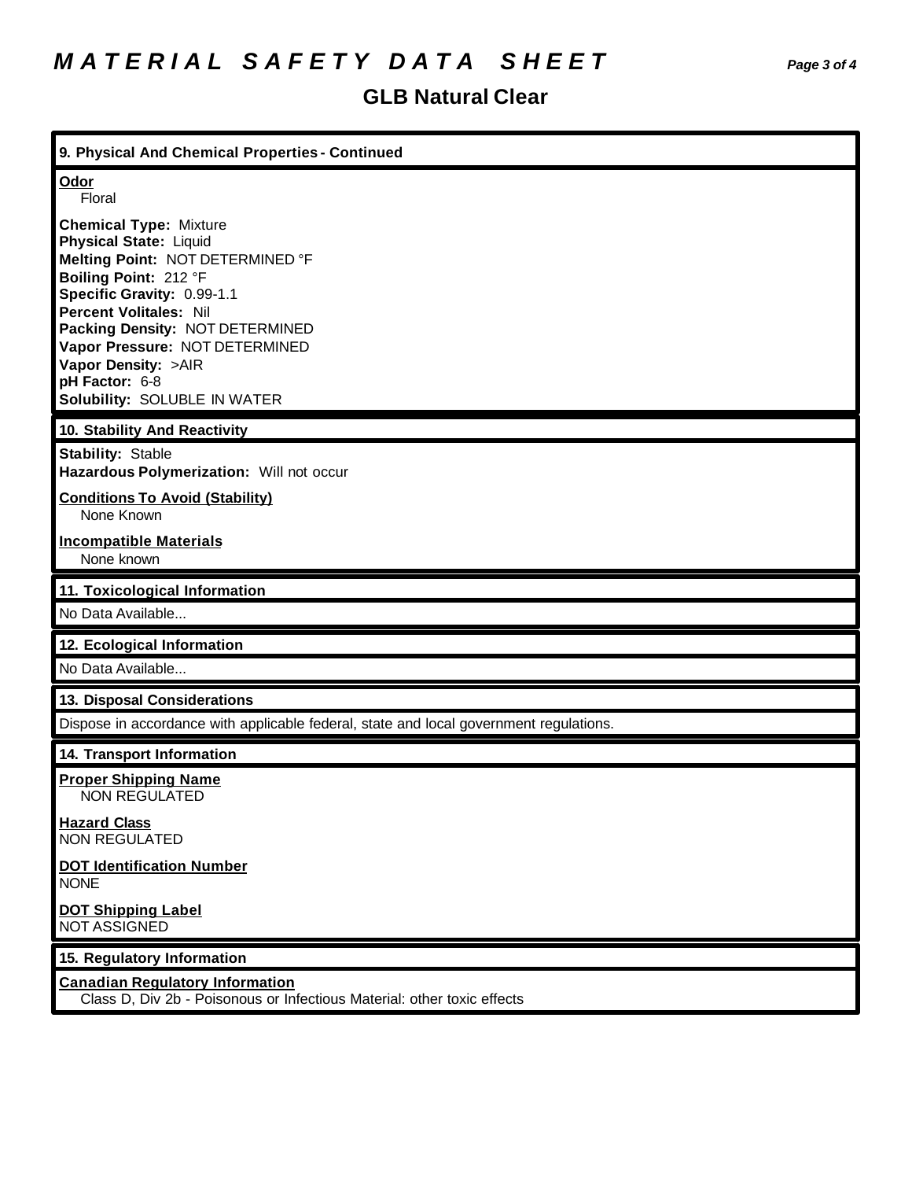# MATERIAL SAFETY DATA SHEET

## GLB Natural Clear

### 9. Physical And Chemical Properties - Continued

**Odor**
Floral

**Chemical Type:** Mixture
**Physical State:** Liquid
**Melting Point:** NOT DETERMINED °F
**Boiling Point:** 212 °F
**Specific Gravity:** 0.99-1.1
**Percent Volitales:** Nil
**Packing Density:** NOT DETERMINED
**Vapor Pressure:** NOT DETERMINED
**Vapor Density:** >AIR
**pH Factor:** 6-8
**Solubility:** SOLUBLE IN WATER

### 10. Stability And Reactivity

**Stability:** Stable
**Hazardous Polymerization:** Will not occur

**Conditions To Avoid (Stability)**
None Known

**Incompatible Materials**
None known

### 11. Toxicological Information

No Data Available...

### 12. Ecological Information

No Data Available...

### 13. Disposal Considerations

Dispose in accordance with applicable federal, state and local government regulations.

### 14. Transport Information

**Proper Shipping Name**
NON REGULATED

**Hazard Class**
NON REGULATED

**DOT Identification Number**
NONE

**DOT Shipping Label**
NOT ASSIGNED

### 15. Regulatory Information

**Canadian Regulatory Information**
Class D, Div 2b - Poisonous or Infectious Material: other toxic effects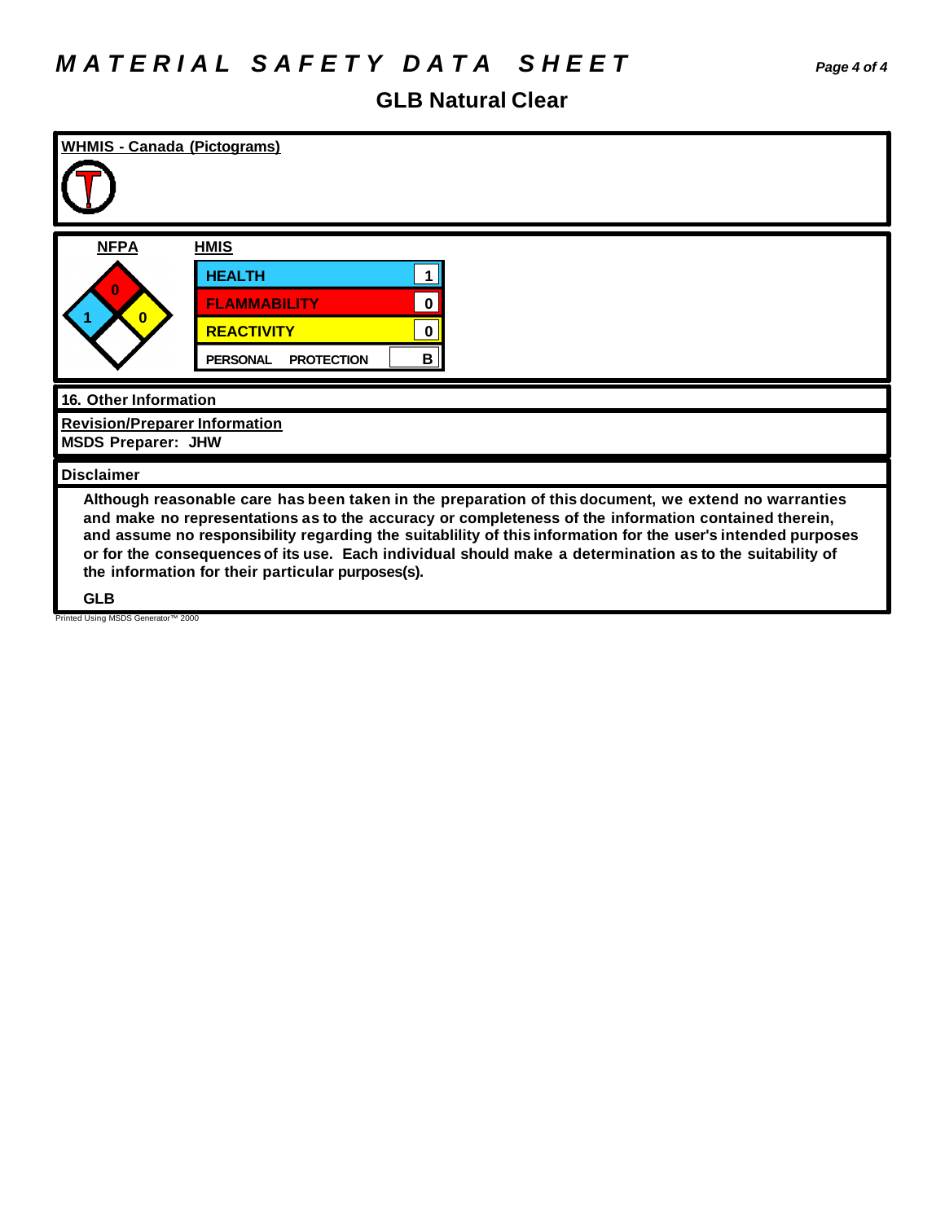# MATERIAL SAFETY DATA SHEET

## GLB Natural Clear

**WHMIS - Canada (Pictograms)**

**NFPA**

0

1 0

**HMIS**

| | |
|---|---|
| HEALTH | 1 |
| FLAMMABILITY | 0 |
| REACTIVITY | 0 |
| PERSONAL PROTECTION | B |

**16. Other Information**

**Revision/Preparer Information**

**MSDS Preparer: JHW**

**Disclaimer**

**Although reasonable care has been taken in the preparation of this document, we extend no warranties and make no representations as to the accuracy or completeness of the information contained therein, and assume no responsibility regarding the suitablility of this information for the user's intended purposes or for the consequences of its use. Each individual should make a determination as to the suitability of the information for their particular purposes(s).**

**GLB**

Printed Using MSDS Generator™ 2000